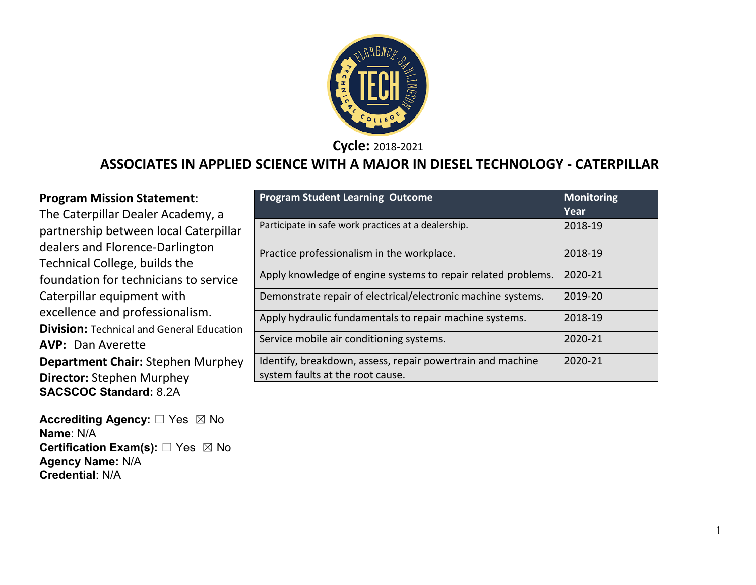**Cycle:** 2018-2021

# ASSOCIATES IN APPLIED SCIENCE WITH A MAJOR IN DIESEL TECHNOLOGY - CATERPILLAR

**Program Mission Statement**:
The Caterpillar Dealer Academy, a partnership between local Caterpillar dealers and Florence-Darlington Technical College, builds the foundation for technicians to service Caterpillar equipment with excellence and professionalism.

**Division:** Technical and General Education
**AVP:** Dan Averette
**Department Chair:** Stephen Murphey
**Director:** Stephen Murphey
**SACSCOC Standard:** 8.2A

**Accrediting Agency:** ☐ Yes ☒ No
**Name**: N/A
**Certification Exam(s):** ☐ Yes ☒ No
**Agency Name:** N/A
**Credential**: N/A

| Program Student Learning Outcome | Monitoring Year |
|---|---|
| Participate in safe work practices at a dealership. | 2018-19 |
| Practice professionalism in the workplace. | 2018-19 |
| Apply knowledge of engine systems to repair related problems. | 2020-21 |
| Demonstrate repair of electrical/electronic machine systems. | 2019-20 |
| Apply hydraulic fundamentals to repair machine systems. | 2018-19 |
| Service mobile air conditioning systems. | 2020-21 |
| Identify, breakdown, assess, repair powertrain and machine system faults at the root cause. | 2020-21 |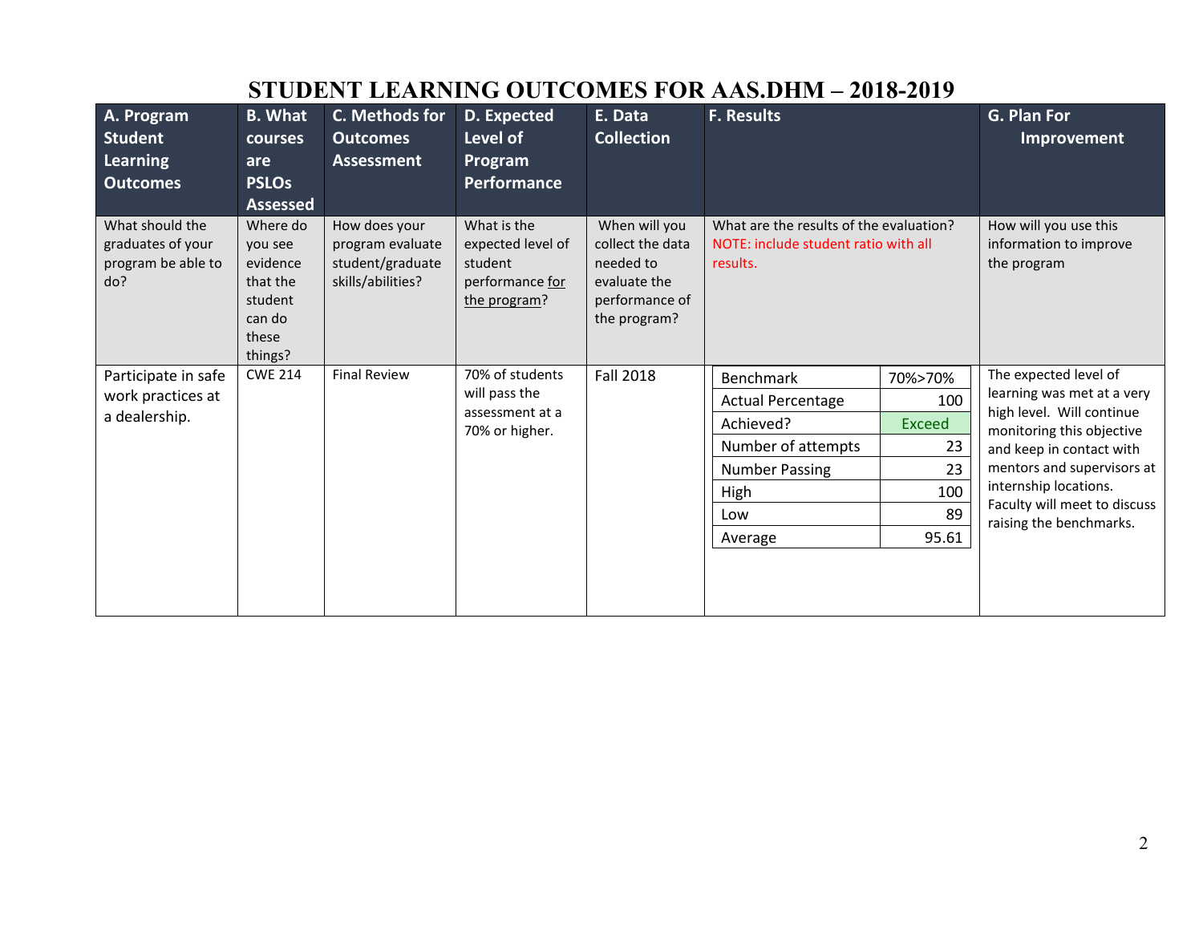# STUDENT LEARNING OUTCOMES FOR AAS.DHM – 2018-2019

| A. Program Student Learning Outcomes | B. What courses are PSLOs Assessed | C. Methods for Outcomes Assessment | D. Expected Level of Program Performance | E. Data Collection | F. Results | G. Plan For Improvement |
|---|---|---|---|---|---|---|
| What should the graduates of your program be able to do? | Where do you see evidence that the student can do these things? | How does your program evaluate student/graduate skills/abilities? | What is the expected level of student performance for the program? | When will you collect the data needed to evaluate the performance of the program? | What are the results of the evaluation? NOTE: include student ratio with all results. | How will you use this information to improve the program |
| Participate in safe work practices at a dealership. | CWE 214 | Final Review | 70% of students will pass the assessment at a 70% or higher. | Fall 2018 | Benchmark: 70%>70%<br>Actual Percentage: 100<br>Achieved?: Exceed<br>Number of attempts: 23<br>Number Passing: 23<br>High: 100<br>Low: 89<br>Average: 95.61 | The expected level of learning was met at a very high level. Will continue monitoring this objective and keep in contact with mentors and supervisors at internship locations. Faculty will meet to discuss raising the benchmarks. |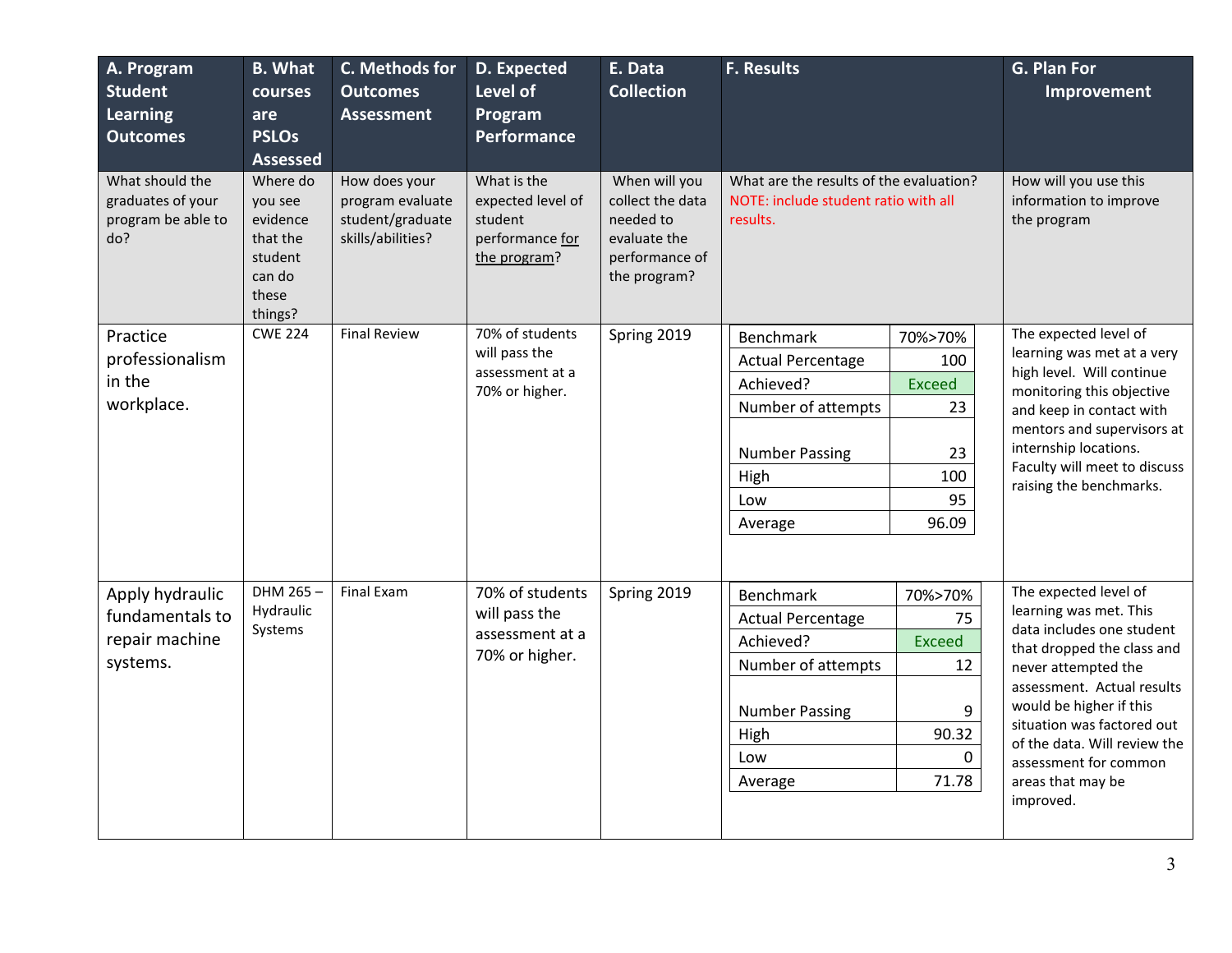| A. Program Student Learning Outcomes | B. What courses are PSLOs Assessed | C. Methods for Outcomes Assessment | D. Expected Level of Program Performance | E. Data Collection | F. Results | G. Plan For Improvement |
|---|---|---|---|---|---|---|
| What should the graduates of your program be able to do? | Where do you see evidence that the student can do these things? | How does your program evaluate student/graduate skills/abilities? | What is the expected level of student performance for the program? | When will you collect the data needed to evaluate the performance of the program? | What are the results of the evaluation? NOTE: include student ratio with all results. | How will you use this information to improve the program |
| Practice professionalism in the workplace. | CWE 224 | Final Review | 70% of students will pass the assessment at a 70% or higher. | Spring 2019 | Benchmark: 70%>70%<br>Actual Percentage: 100<br>Achieved?: Exceed<br>Number of attempts: 23<br>Number Passing: 23<br>High: 100<br>Low: 95<br>Average: 96.09 | The expected level of learning was met at a very high level. Will continue monitoring this objective and keep in contact with mentors and supervisors at internship locations. Faculty will meet to discuss raising the benchmarks. |
| Apply hydraulic fundamentals to repair machine systems. | DHM 265 – Hydraulic Systems | Final Exam | 70% of students will pass the assessment at a 70% or higher. | Spring 2019 | Benchmark: 70%>70%<br>Actual Percentage: 75<br>Achieved?: Exceed<br>Number of attempts: 12<br>Number Passing: 9<br>High: 90.32<br>Low: 0<br>Average: 71.78 | The expected level of learning was met. This data includes one student that dropped the class and never attempted the assessment. Actual results would be higher if this situation was factored out of the data. Will review the assessment for common areas that may be improved. |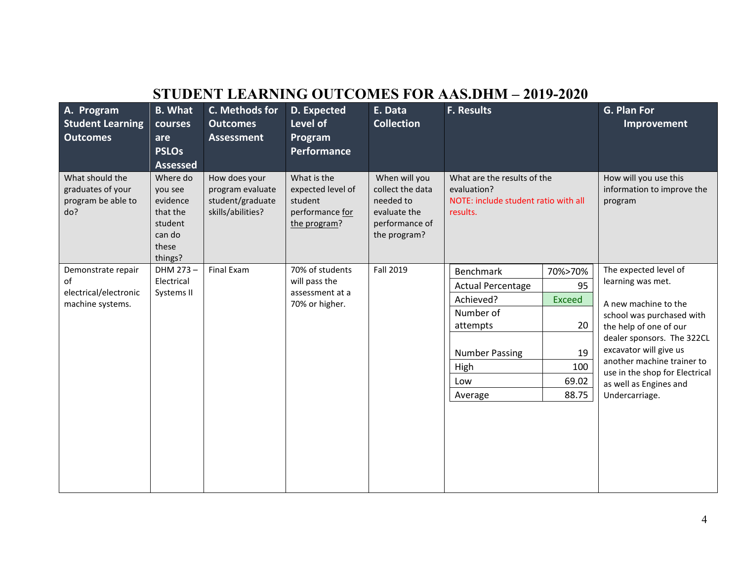# STUDENT LEARNING OUTCOMES FOR AAS.DHM – 2019-2020

| A. Program Student Learning Outcomes | B. What courses are PSLOs Assessed | C. Methods for Outcomes Assessment | D. Expected Level of Program Performance | E. Data Collection | F. Results | | G. Plan For Improvement |
|---|---|---|---|---|---|---|---|
| What should the graduates of your program be able to do? | Where do you see evidence that the student can do these things? | How does your program evaluate student/graduate skills/abilities? | What is the expected level of student performance for the program? | When will you collect the data needed to evaluate the performance of the program? | What are the results of the evaluation? NOTE: include student ratio with all results. | | How will you use this information to improve the program |
| Demonstrate repair of electrical/electronic machine systems. | DHM 273 – Electrical Systems II | Final Exam | 70% of students will pass the assessment at a 70% or higher. | Fall 2019 | Benchmark | 70%>70% | The expected level of learning was met.<br><br>A new machine to the school was purchased with the help of one of our dealer sponsors. The 322CL excavator will give us another machine trainer to use in the shop for Electrical as well as Engines and Undercarriage. |
| | | | | | Actual Percentage | 95 | |
| | | | | | Achieved? | Exceed | |
| | | | | | Number of attempts | 20 | |
| | | | | | Number Passing | 19 | |
| | | | | | High | 100 | |
| | | | | | Low | 69.02 | |
| | | | | | Average | 88.75 | |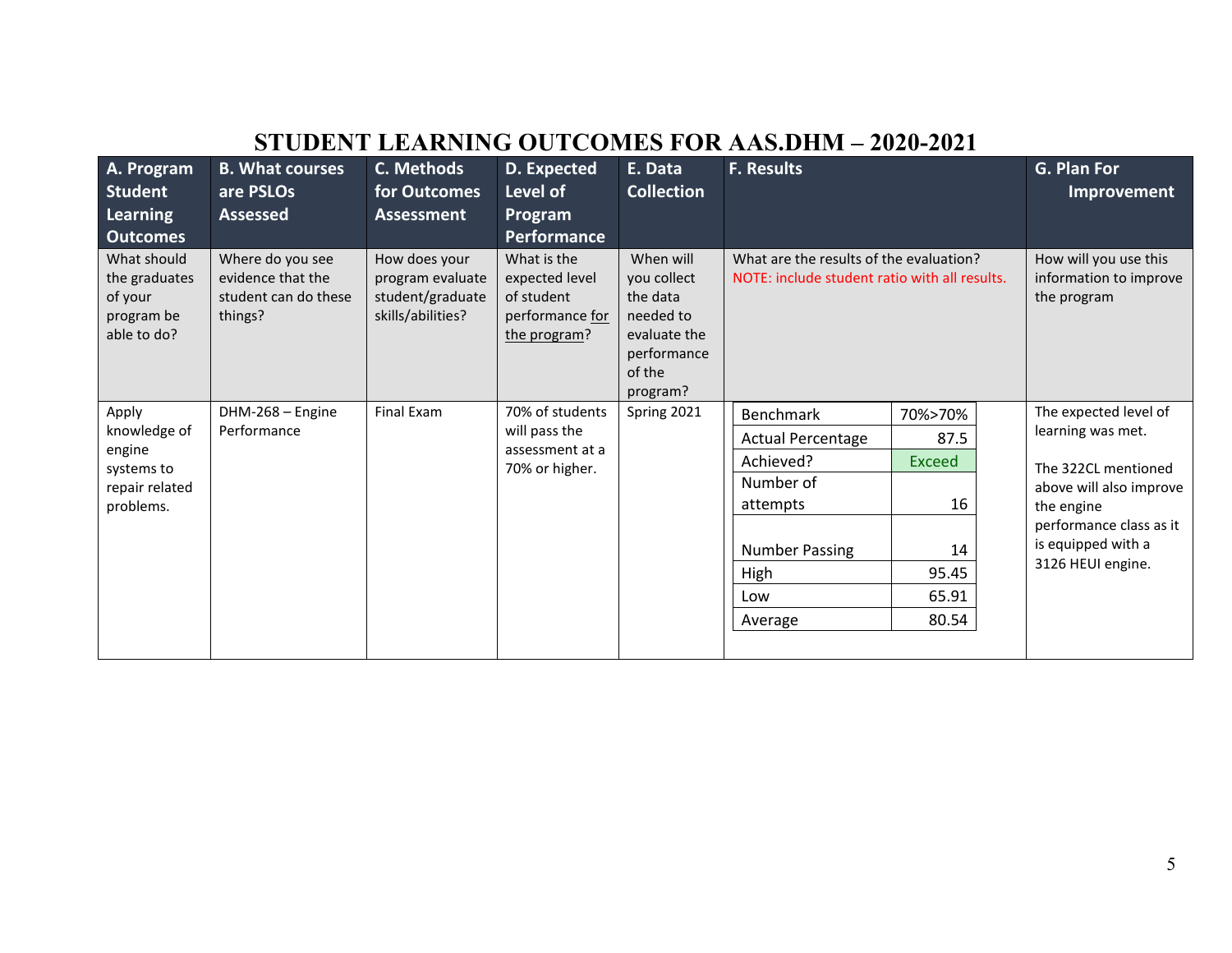# STUDENT LEARNING OUTCOMES FOR AAS.DHM – 2020-2021

| A. Program Student Learning Outcomes | B. What courses are PSLOs Assessed | C. Methods for Outcomes Assessment | D. Expected Level of Program Performance | E. Data Collection | F. Results | G. Plan For Improvement |
|---|---|---|---|---|---|---|
| What should the graduates of your program be able to do? | Where do you see evidence that the student can do these things? | How does your program evaluate student/graduate skills/abilities? | What is the expected level of student performance for the program? | When will you collect the data needed to evaluate the performance of the program? | What are the results of the evaluation? NOTE: include student ratio with all results. | How will you use this information to improve the program |
| Apply knowledge of engine systems to repair related problems. | DHM-268 – Engine Performance | Final Exam | 70% of students will pass the assessment at a 70% or higher. | Spring 2021 | Benchmark: 70%>70%<br>Actual Percentage: 87.5<br>Achieved?: Exceed<br>Number of attempts: 16<br>Number Passing: 14<br>High: 95.45<br>Low: 65.91<br>Average: 80.54 | The expected level of learning was met.<br><br>The 322CL mentioned above will also improve the engine performance class as it is equipped with a 3126 HEUI engine. |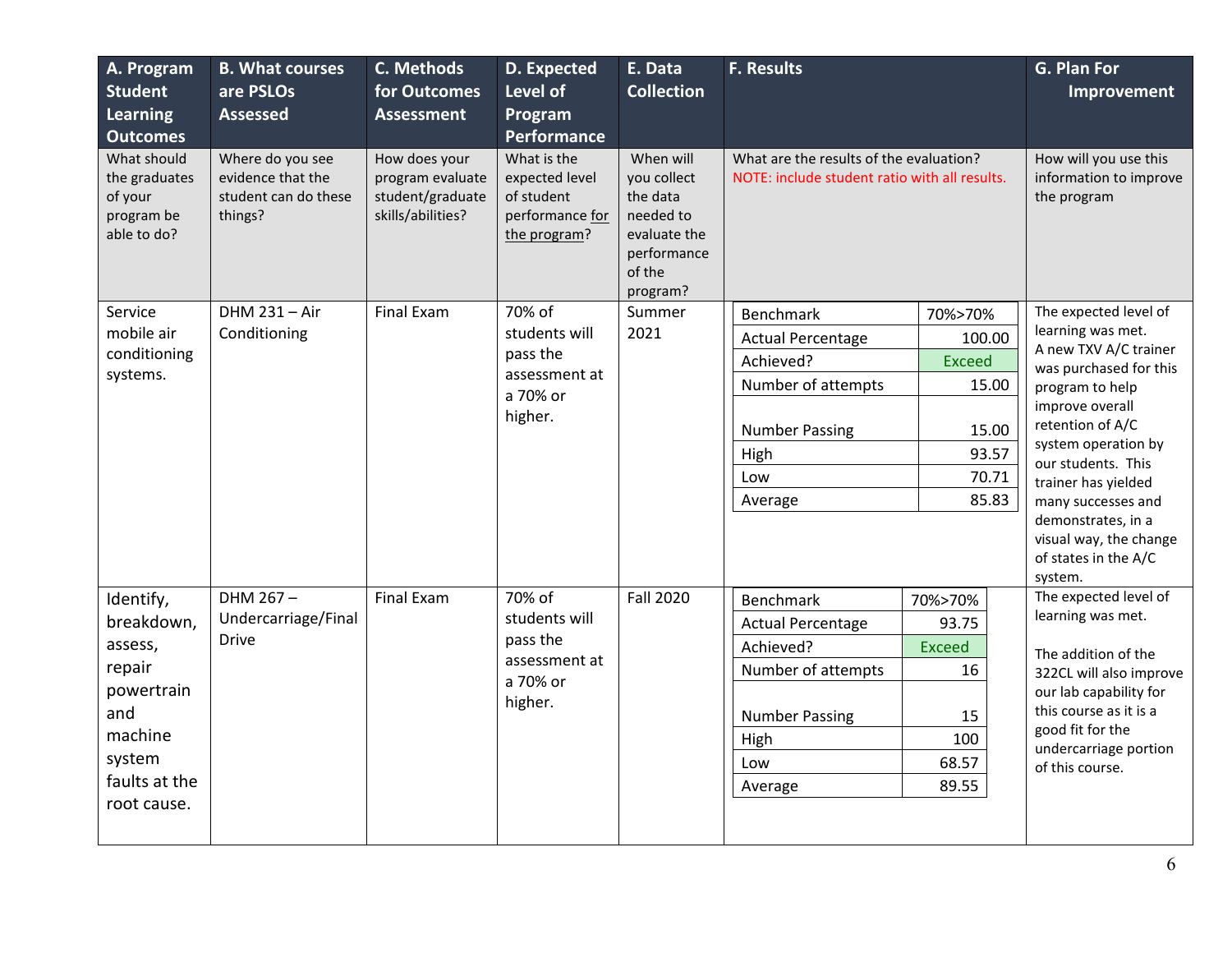| A. Program Student Learning Outcomes | B. What courses are PSLOs Assessed | C. Methods for Outcomes Assessment | D. Expected Level of Program Performance | E. Data Collection | F. Results | G. Plan For Improvement |
|---|---|---|---|---|---|---|
| What should the graduates of your program be able to do? | Where do you see evidence that the student can do these things? | How does your program evaluate student/graduate skills/abilities? | What is the expected level of student performance for the program? | When will you collect the data needed to evaluate the performance of the program? | What are the results of the evaluation? NOTE: include student ratio with all results. | How will you use this information to improve the program |
| Service mobile air conditioning systems. | DHM 231 – Air Conditioning | Final Exam | 70% of students will pass the assessment at a 70% or higher. | Summer 2021 | Benchmark: 70%>70%<br>Actual Percentage: 100.00<br>Achieved?: Exceed<br>Number of attempts: 15.00<br>Number Passing: 15.00<br>High: 93.57<br>Low: 70.71<br>Average: 85.83 | The expected level of learning was met. A new TXV A/C trainer was purchased for this program to help improve overall retention of A/C system operation by our students. This trainer has yielded many successes and demonstrates, in a visual way, the change of states in the A/C system. |
| Identify, breakdown, assess, repair powertrain and machine system faults at the root cause. | DHM 267 – Undercarriage/Final Drive | Final Exam | 70% of students will pass the assessment at a 70% or higher. | Fall 2020 | Benchmark: 70%>70%<br>Actual Percentage: 93.75<br>Achieved?: Exceed<br>Number of attempts: 16<br>Number Passing: 15<br>High: 100<br>Low: 68.57<br>Average: 89.55 | The expected level of learning was met.<br><br>The addition of the 322CL will also improve our lab capability for this course as it is a good fit for the undercarriage portion of this course. |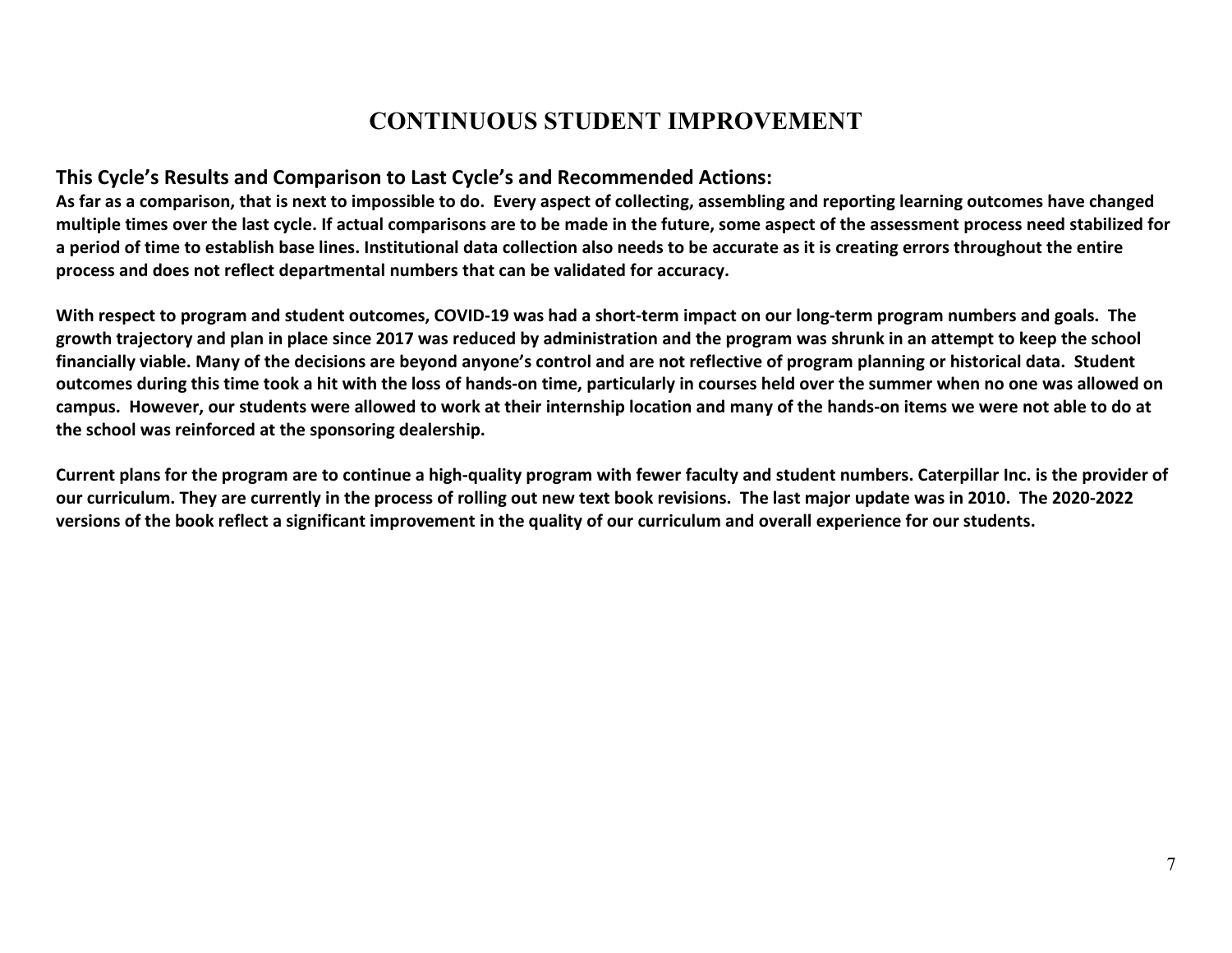# CONTINUOUS STUDENT IMPROVEMENT

## This Cycle's Results and Comparison to Last Cycle's and Recommended Actions:

**As far as a comparison, that is next to impossible to do. Every aspect of collecting, assembling and reporting learning outcomes have changed multiple times over the last cycle. If actual comparisons are to be made in the future, some aspect of the assessment process need stabilized for a period of time to establish base lines. Institutional data collection also needs to be accurate as it is creating errors throughout the entire process and does not reflect departmental numbers that can be validated for accuracy.**

**With respect to program and student outcomes, COVID-19 was had a short-term impact on our long-term program numbers and goals. The growth trajectory and plan in place since 2017 was reduced by administration and the program was shrunk in an attempt to keep the school financially viable. Many of the decisions are beyond anyone's control and are not reflective of program planning or historical data. Student outcomes during this time took a hit with the loss of hands-on time, particularly in courses held over the summer when no one was allowed on campus. However, our students were allowed to work at their internship location and many of the hands-on items we were not able to do at the school was reinforced at the sponsoring dealership.**

**Current plans for the program are to continue a high-quality program with fewer faculty and student numbers. Caterpillar Inc. is the provider of our curriculum. They are currently in the process of rolling out new text book revisions. The last major update was in 2010. The 2020-2022 versions of the book reflect a significant improvement in the quality of our curriculum and overall experience for our students.**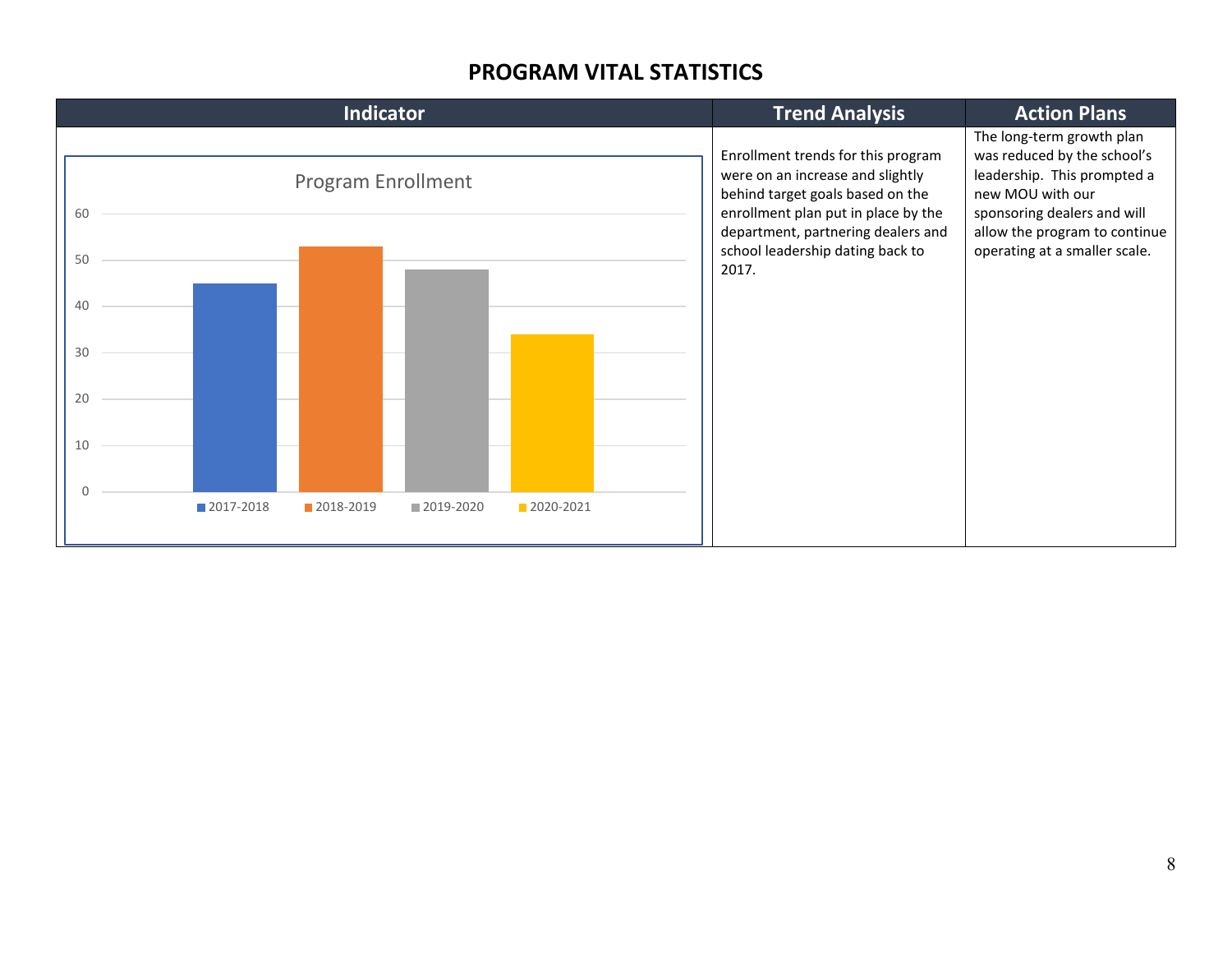# PROGRAM VITAL STATISTICS

| Indicator | Trend Analysis | Action Plans |
|---|---|---|
| Program Enrollment (chart: 2017-2018, 2018-2019, 2019-2020, 2020-2021) | Enrollment trends for this program were on an increase and slightly behind target goals based on the enrollment plan put in place by the department, partnering dealers and school leadership dating back to 2017. | The long-term growth plan was reduced by the school's leadership. This prompted a new MOU with our sponsoring dealers and will allow the program to continue operating at a smaller scale. |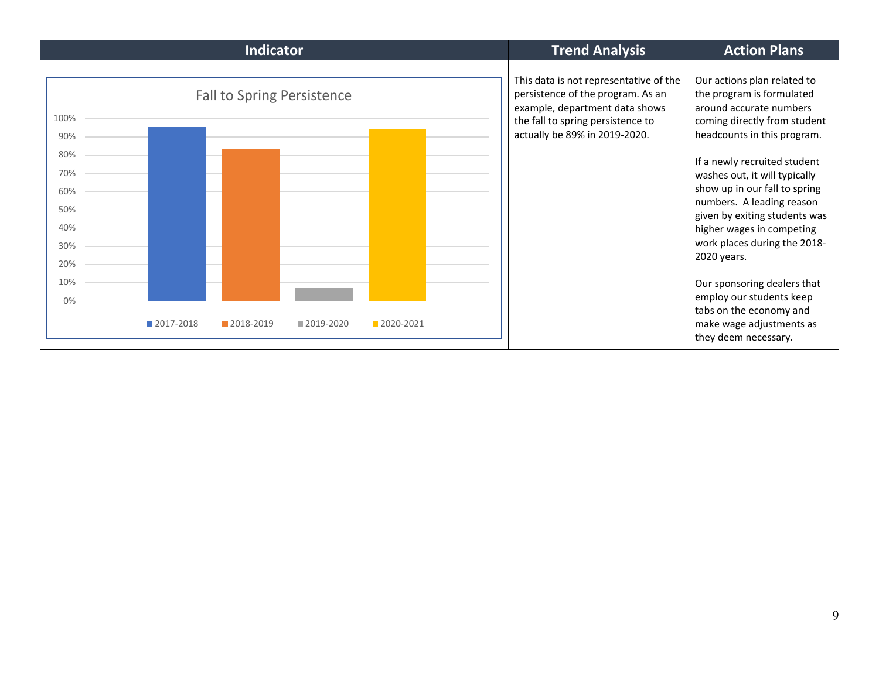| Indicator | Trend Analysis | Action Plans |
| --- | --- | --- |
| Fall to Spring Persistence (chart: 2017-2018, 2018-2019, 2019-2020, 2020-2021; y-axis 0%–100%) | This data is not representative of the persistence of the program. As an example, department data shows the fall to spring persistence to actually be 89% in 2019-2020. | Our actions plan related to the program is formulated around accurate numbers coming directly from student headcounts in this program.<br><br>If a newly recruited student washes out, it will typically show up in our fall to spring numbers. A leading reason given by exiting students was higher wages in competing work places during the 2018-2020 years.<br><br>Our sponsoring dealers that employ our students keep tabs on the economy and make wage adjustments as they deem necessary. |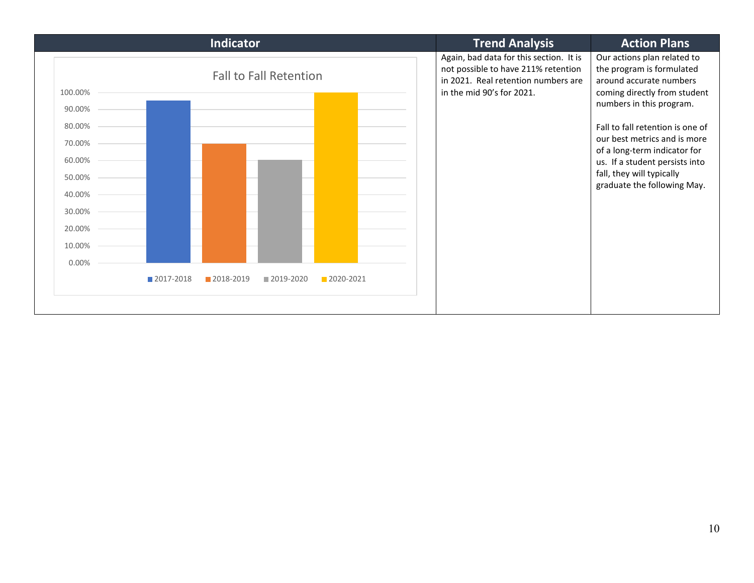| Indicator | Trend Analysis | Action Plans |
|---|---|---|
| Fall to Fall Retention<br><br>100.00%<br>90.00%<br>80.00%<br>70.00%<br>60.00%<br>50.00%<br>40.00%<br>30.00%<br>20.00%<br>10.00%<br>0.00%<br><br>2017-2018 2018-2019 2019-2020 2020-2021 | Again, bad data for this section. It is not possible to have 211% retention in 2021. Real retention numbers are in the mid 90's for 2021. | Our actions plan related to the program is formulated around accurate numbers coming directly from student numbers in this program.<br><br>Fall to fall retention is one of our best metrics and is more of a long-term indicator for us. If a student persists into fall, they will typically graduate the following May. |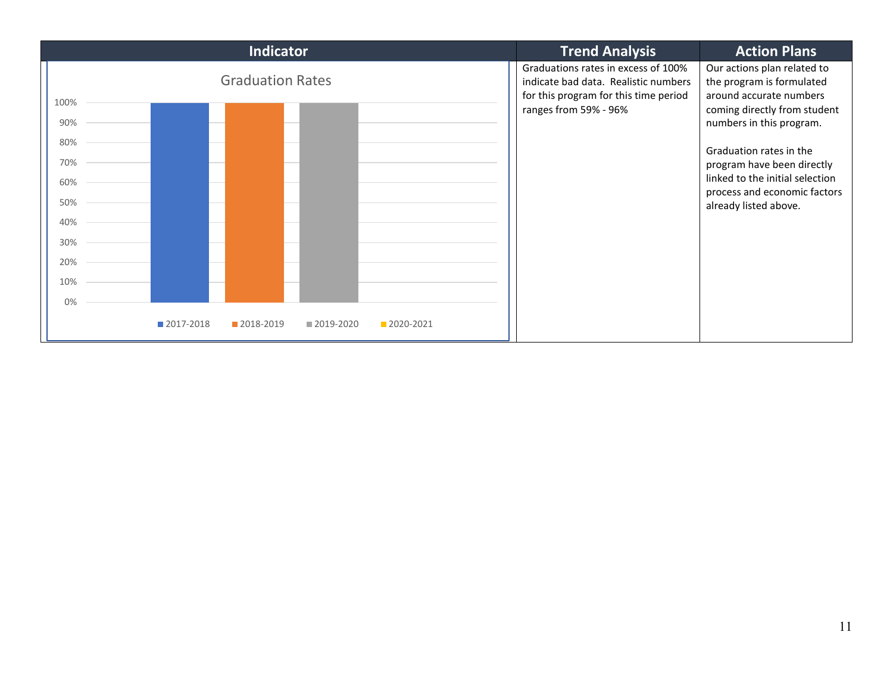| Indicator | Trend Analysis | Action Plans |
| --- | --- | --- |
| Graduation Rates<br><br>100%, 90%, 80%, 70%, 60%, 50%, 40%, 30%, 20%, 10%, 0%<br><br>2017-2018, 2018-2019, 2019-2020, 2020-2021 | Graduations rates in excess of 100% indicate bad data. Realistic numbers for this program for this time period ranges from 59% - 96% | Our actions plan related to the program is formulated around accurate numbers coming directly from student numbers in this program.<br><br>Graduation rates in the program have been directly linked to the initial selection process and economic factors already listed above. |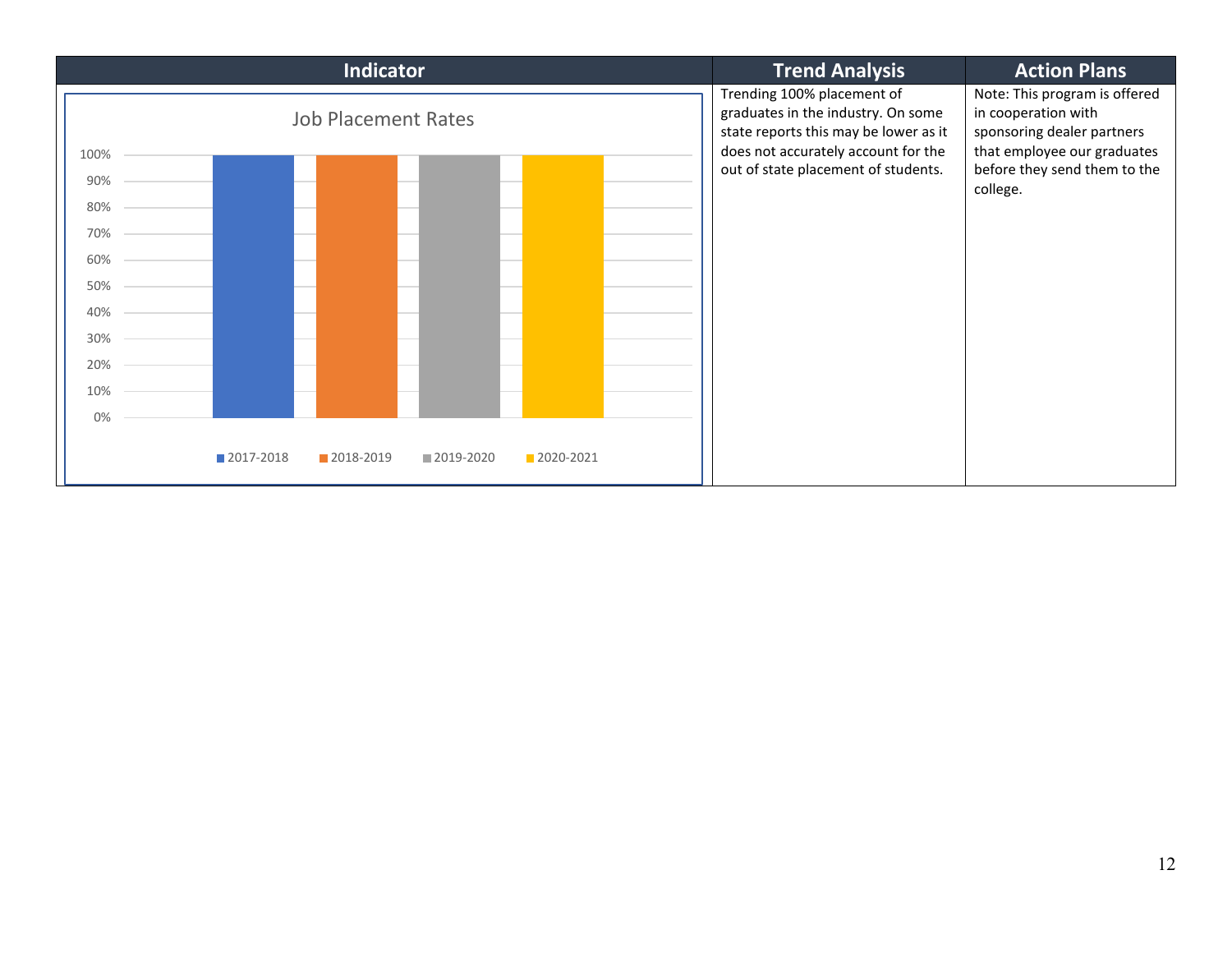| Indicator | Trend Analysis | Action Plans |
| --- | --- | --- |
| Job Placement Rates<br>100%<br>90%<br>80%<br>70%<br>60%<br>50%<br>40%<br>30%<br>20%<br>10%<br>0%<br>2017-2018 2018-2019 2019-2020 2020-2021 | Trending 100% placement of graduates in the industry. On some state reports this may be lower as it does not accurately account for the out of state placement of students. | Note: This program is offered in cooperation with sponsoring dealer partners that employee our graduates before they send them to the college. |